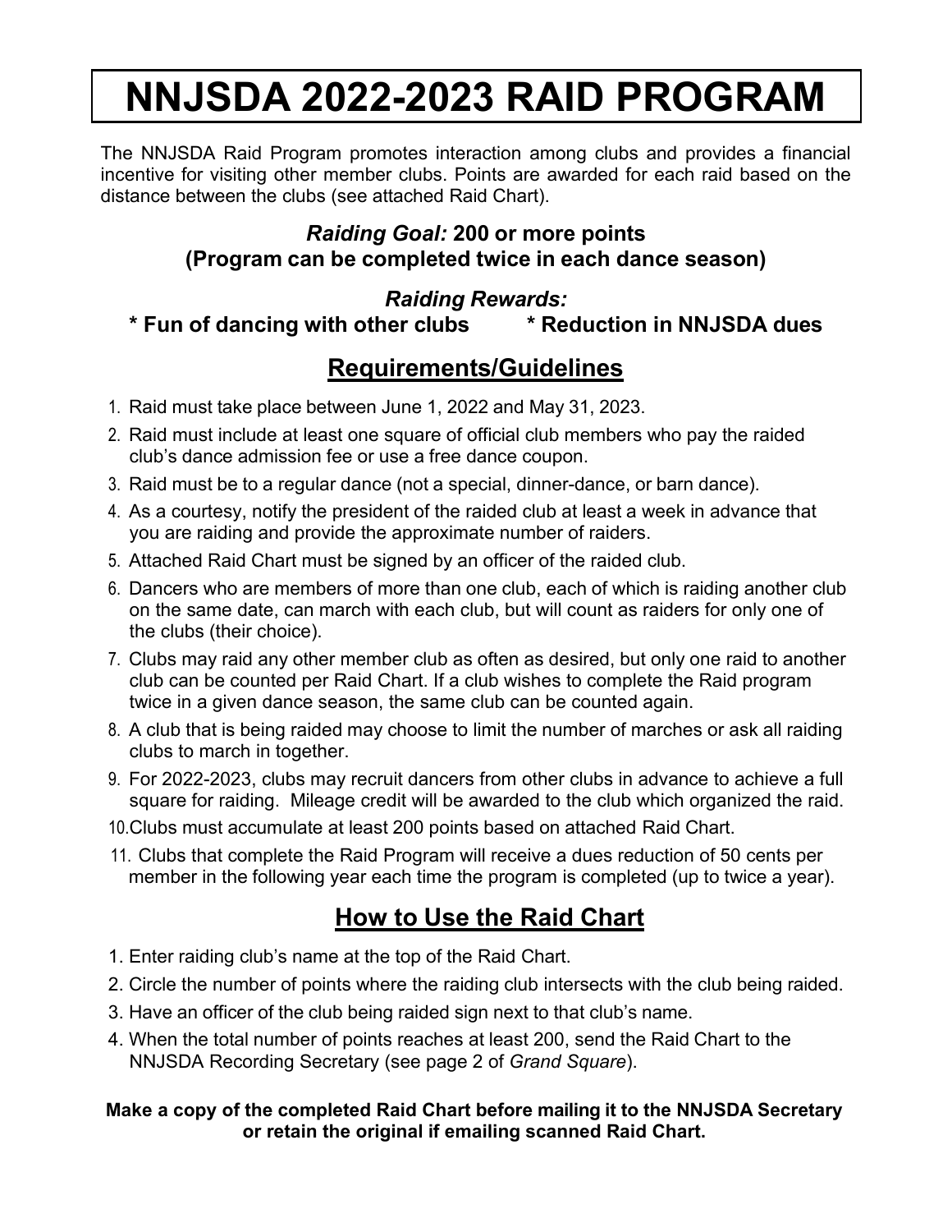# NNJSDA 2022-2023 RAID PROGRAM

The NNJSDA Raid Program promotes interaction among clubs and provides a financial incentive for visiting other member clubs. Points are awarded for each raid based on the distance between the clubs (see attached Raid Chart).

### *Raiding Goal:* 200 or more points
### (Program can be completed twice in each dance season)

### *Raiding Rewards:*

**\* Fun of dancing with other clubs** **\* Reduction in NNJSDA dues**

## Requirements/Guidelines

1. Raid must take place between June 1, 2022 and May 31, 2023.
2. Raid must include at least one square of official club members who pay the raided club's dance admission fee or use a free dance coupon.
3. Raid must be to a regular dance (not a special, dinner-dance, or barn dance).
4. As a courtesy, notify the president of the raided club at least a week in advance that you are raiding and provide the approximate number of raiders.
5. Attached Raid Chart must be signed by an officer of the raided club.
6. Dancers who are members of more than one club, each of which is raiding another club on the same date, can march with each club, but will count as raiders for only one of the clubs (their choice).
7. Clubs may raid any other member club as often as desired, but only one raid to another club can be counted per Raid Chart. If a club wishes to complete the Raid program twice in a given dance season, the same club can be counted again.
8. A club that is being raided may choose to limit the number of marches or ask all raiding clubs to march in together.
9. For 2022-2023, clubs may recruit dancers from other clubs in advance to achieve a full square for raiding. Mileage credit will be awarded to the club which organized the raid.
10. Clubs must accumulate at least 200 points based on attached Raid Chart.
11. Clubs that complete the Raid Program will receive a dues reduction of 50 cents per member in the following year each time the program is completed (up to twice a year).

## How to Use the Raid Chart

1. Enter raiding club's name at the top of the Raid Chart.
2. Circle the number of points where the raiding club intersects with the club being raided.
3. Have an officer of the club being raided sign next to that club's name.
4. When the total number of points reaches at least 200, send the Raid Chart to the NNJSDA Recording Secretary (see page 2 of *Grand Square*).

**Make a copy of the completed Raid Chart before mailing it to the NNJSDA Secretary or retain the original if emailing scanned Raid Chart.**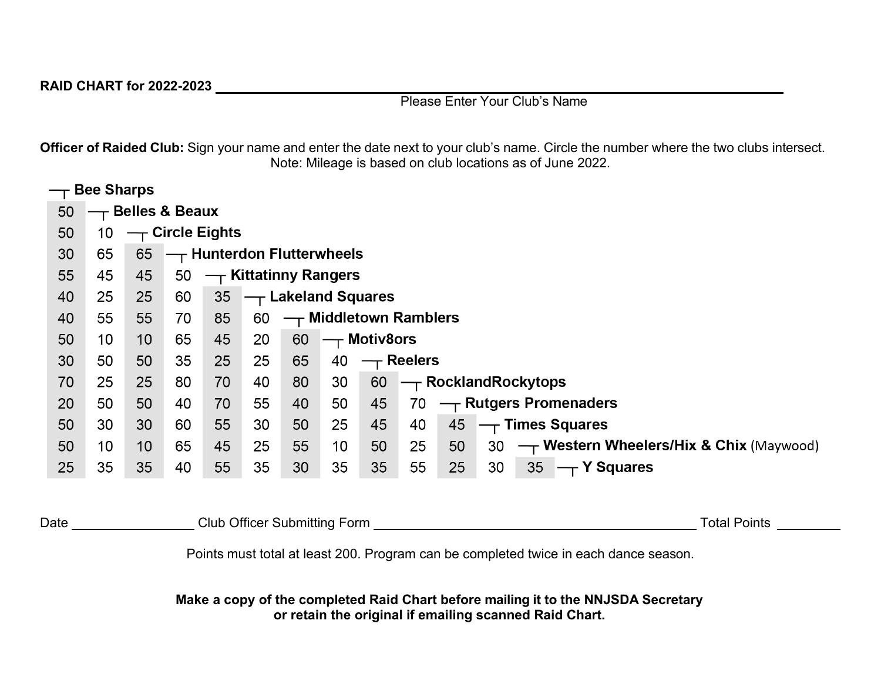**RAID CHART for 2022-2023** ______________________________________________

Please Enter Your Club's Name

**Officer of Raided Club:** Sign your name and enter the date next to your club's name. Circle the number where the two clubs intersect. Note: Mileage is based on club locations as of June 2022.

| | Bee Sharps | Belles & Beaux | Circle Eights | Hunterdon Flutterwheels | Kittatinny Rangers | Lakeland Squares | Middletown Ramblers | Motiv8ors | Reelers | RocklandRockytops | Rutgers Promenaders | Times Squares | Western Wheelers/Hix & Chix (Maywood) |
|---|---|---|---|---|---|---|---|---|---|---|---|---|---|
| **Bee Sharps** | | | | | | | | | | | | | |
| **Belles & Beaux** | 50 | | | | | | | | | | | | |
| **Circle Eights** | 50 | 10 | | | | | | | | | | | |
| **Hunterdon Flutterwheels** | 30 | 65 | 65 | | | | | | | | | | |
| **Kittatinny Rangers** | 55 | 45 | 45 | 50 | | | | | | | | | |
| **Lakeland Squares** | 40 | 25 | 25 | 60 | 35 | | | | | | | | |
| **Middletown Ramblers** | 40 | 55 | 55 | 70 | 85 | 60 | | | | | | | |
| **Motiv8ors** | 50 | 10 | 10 | 65 | 45 | 20 | 60 | | | | | | |
| **Reelers** | 30 | 50 | 50 | 35 | 25 | 25 | 65 | 40 | | | | | |
| **RocklandRockytops** | 70 | 25 | 25 | 80 | 70 | 40 | 80 | 30 | 60 | | | | |
| **Rutgers Promenaders** | 20 | 50 | 50 | 40 | 70 | 55 | 40 | 50 | 45 | 70 | | | |
| **Times Squares** | 50 | 30 | 30 | 60 | 55 | 30 | 50 | 25 | 45 | 40 | 45 | | |
| **Western Wheelers/Hix & Chix** (Maywood) | 50 | 10 | 10 | 65 | 45 | 25 | 55 | 10 | 50 | 25 | 50 | 30 | |
| **Y Squares** | 25 | 35 | 35 | 40 | 55 | 35 | 30 | 35 | 35 | 55 | 25 | 30 | 35 |

Date ______________ Club Officer Submitting Form ______________________________ Total Points ________

Points must total at least 200. Program can be completed twice in each dance season.

**Make a copy of the completed Raid Chart before mailing it to the NNJSDA Secretary or retain the original if emailing scanned Raid Chart.**